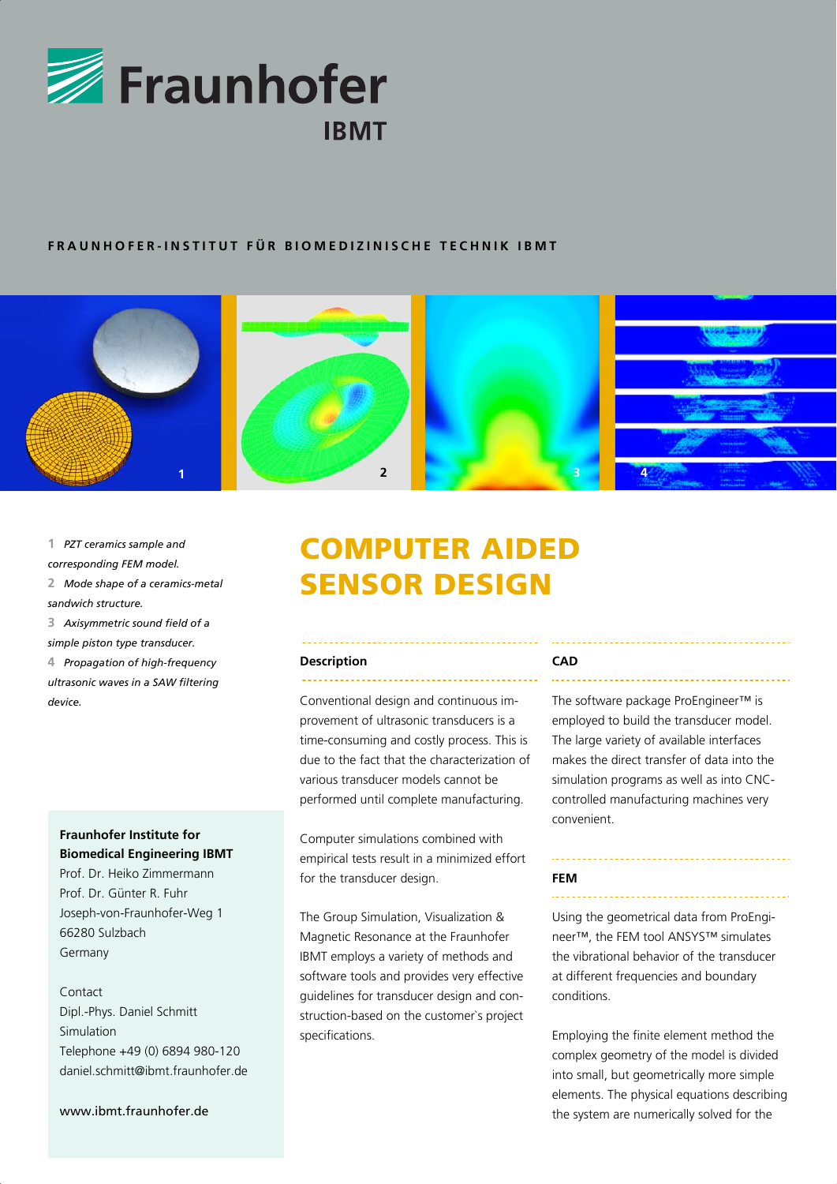Fraunhofer IBMT

**FRAUNHOFER-INSTITUT FÜR BIOMEDIZINISCHE TECHNIK IBMT**

1 *PZT ceramics sample and corresponding FEM model.*
2 *Mode shape of a ceramics-metal sandwich structure.*
3 *Axisymmetric sound field of a simple piston type transducer.*
4 *Propagation of high-frequency ultrasonic waves in a SAW filtering device.*

# COMPUTER AIDED SENSOR DESIGN

### Description

Conventional design and continuous improvement of ultrasonic transducers is a time-consuming and costly process. This is due to the fact that the characterization of various transducer models cannot be performed until complete manufacturing.

Computer simulations combined with empirical tests result in a minimized effort for the transducer design.

The Group Simulation, Visualization & Magnetic Resonance at the Fraunhofer IBMT employs a variety of methods and software tools and provides very effective guidelines for transducer design and construction-based on the customer`s project specifications.

### CAD

The software package ProEngineer™ is employed to build the transducer model. The large variety of available interfaces makes the direct transfer of data into the simulation programs as well as into CNC-controlled manufacturing machines very convenient.

### FEM

Using the geometrical data from ProEngineer™, the FEM tool ANSYS™ simulates the vibrational behavior of the transducer at different frequencies and boundary conditions.

Employing the finite element method the complex geometry of the model is divided into small, but geometrically more simple elements. The physical equations describing the system are numerically solved for the

**Fraunhofer Institute for Biomedical Engineering IBMT**
Prof. Dr. Heiko Zimmermann
Prof. Dr. Günter R. Fuhr
Joseph-von-Fraunhofer-Weg 1
66280 Sulzbach
Germany

Contact
Dipl.-Phys. Daniel Schmitt
Simulation
Telephone +49 (0) 6894 980-120
daniel.schmitt@ibmt.fraunhofer.de

www.ibmt.fraunhofer.de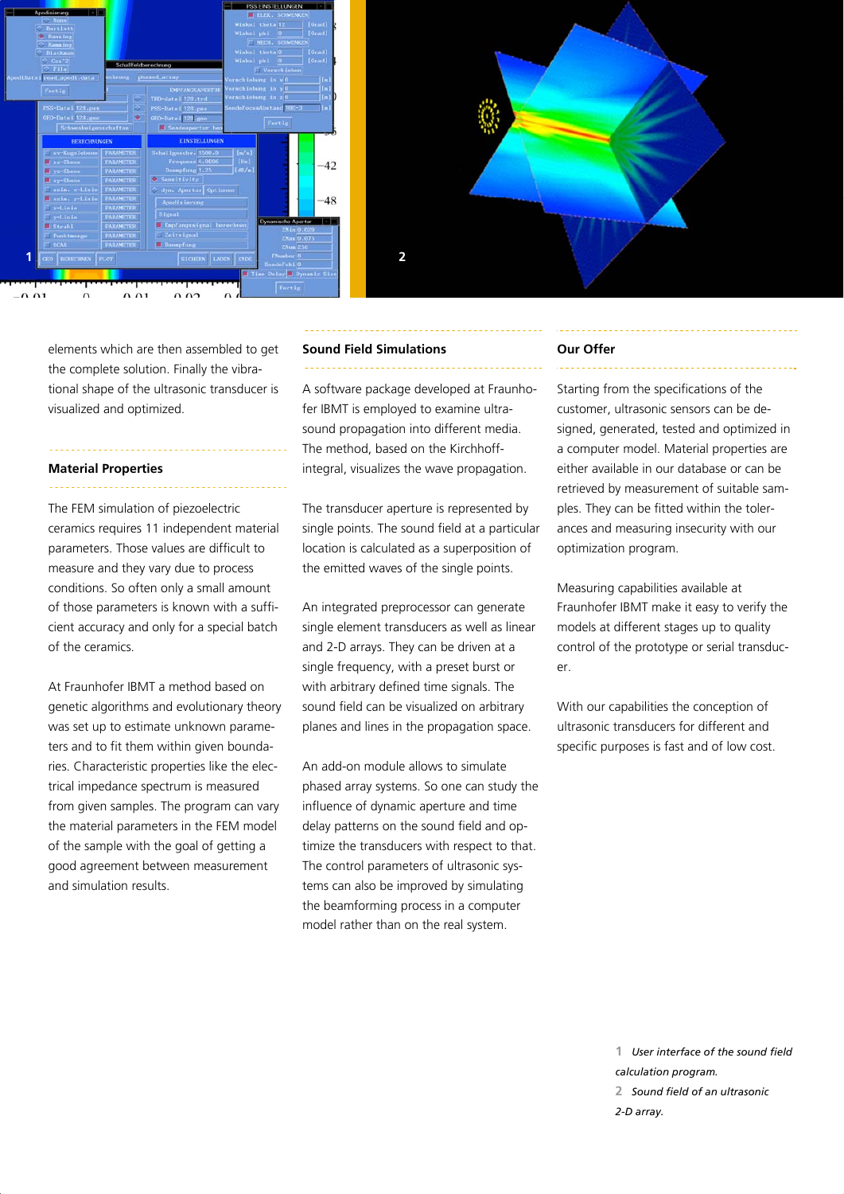elements which are then assembled to get the complete solution. Finally the vibrational shape of the ultrasonic transducer is visualized and optimized.

## Material Properties

The FEM simulation of piezoelectric ceramics requires 11 independent material parameters. Those values are difficult to measure and they vary due to process conditions. So often only a small amount of these parameters is known with a sufficient accuracy and only for a special batch of the ceramics.

At Fraunhofer IBMT a method based on genetic algorithms and evolutionary theory was set up to estimate unknown parameters and to fit them within given boundaries. Characteristic properties like the electrical impedance spectrum is measured from given samples. The program can vary the material parameters in the FEM model of the sample with the goal of getting a good agreement between measurement and simulation results.

## Sound Field Simulations

A software package developed at Fraunhofer IBMT is employed to examine ultrasound propagation into different media. The method, based on the Kirchhoff-integral, visualizes the wave propagation.

The transducer aperture is represented by single points. The sound field at a particular location is calculated as a superposition of the emitted waves of the single points.

An integrated preprocessor can generate single element transducers as well as linear and 2-D arrays. They can be driven at a single frequency, with a preset burst or with arbitrary defined time signals. The sound field can be visualized on arbitrary planes and lines in the propagation space.

An add-on module allows to simulate phased array systems. So one can study the influence of dynamic aperture and time delay patterns on the sound field and optimize the transducers with respect to that. The control parameters of ultrasonic systems can also be improved by simulating the beamforming process in a computer model rather than on the real system.

## Our Offer

Starting from the specifications of the customer, ultrasonic sensors can be designed, generated, tested and optimized in a computer model. Material properties are either available in our database or can be retrieved by measurement of suitable samples. They can be fitted within the tolerances and measuring insecurity with our optimization program.

Measuring capabilities available at Fraunhofer IBMT make it easy to verify the models at different stages up to quality control of the prototype or serial transducer.

With our capabilities the conception of ultrasonic transducers for different and specific purposes is fast and of low cost.

1 *User interface of the sound field calculation program.*

2 *Sound field of an ultrasonic 2-D array.*